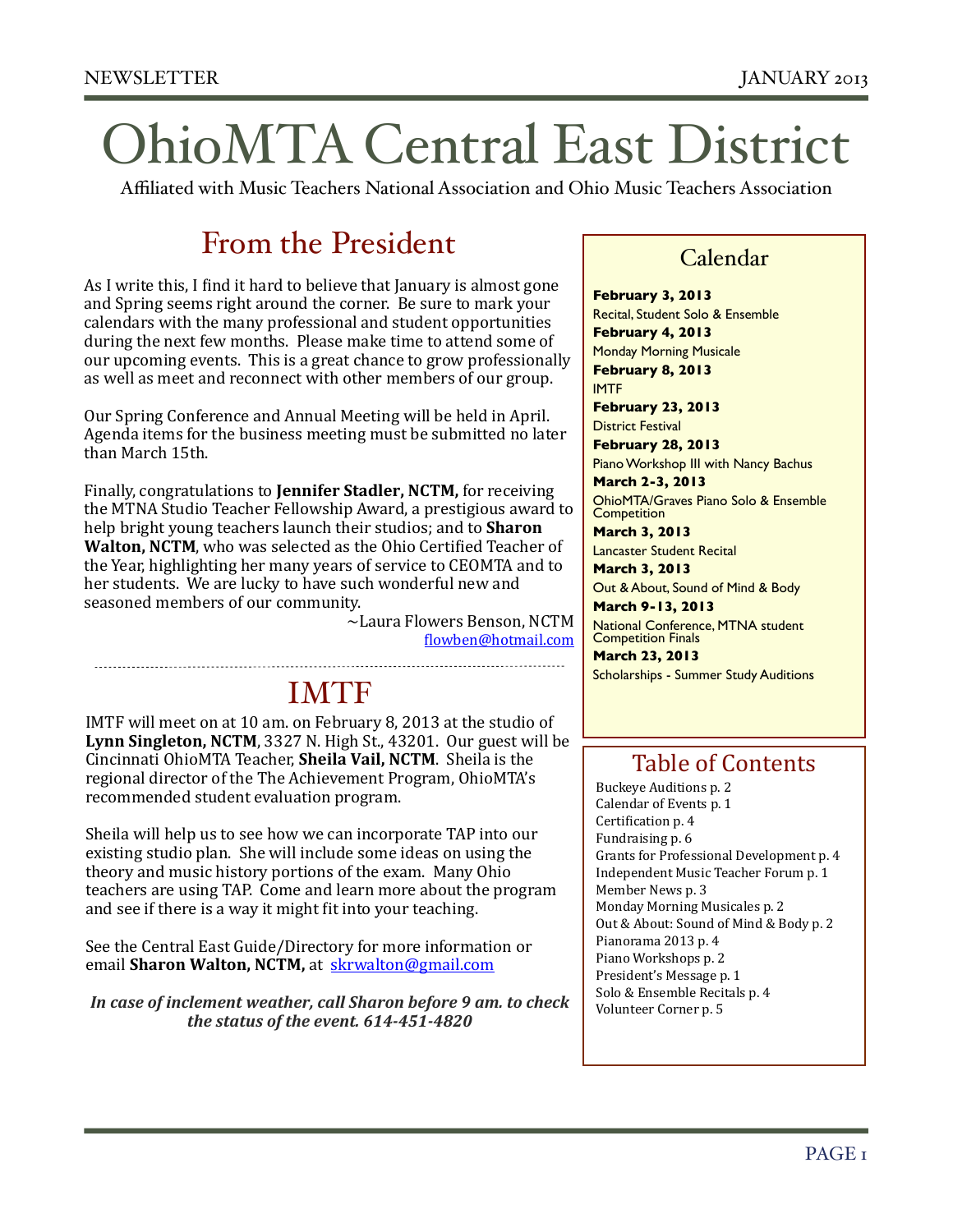# OhioMTA Central East District

Affiliated with Music Teachers National Association and Ohio Music Teachers Association

## From the President

As I write this, I find it hard to believe that January is almost gone and Spring seems right around the corner. Be sure to mark your calendars with the many professional and student opportunities during the next few months. Please make time to attend some of our upcoming events. This is a great chance to grow professionally as well as meet and reconnect with other members of our group.

Our Spring Conference and Annual Meeting will be held in April. Agenda items for the business meeting must be submitted no later than March 15th.

Finally, congratulations to **Jennifer Stadler, NCTM,** for receiving the MTNA Studio Teacher Fellowship Award, a prestigious award to help bright young teachers launch their studios; and to **Sharon Walton, NCTM**, who was selected as the Ohio Certified Teacher of the Year, highlighting her many years of service to CEOMTA and to her students. We are lucky to have such wonderful new and seasoned members of our community.

~Laura Flowers Benson, NCTM
flowben@hotmail.com

## IMTF

IMTF will meet on at 10 am. on February 8, 2013 at the studio of **Lynn Singleton, NCTM**, 3327 N. High St., 43201. Our guest will be Cincinnati OhioMTA Teacher, **Sheila Vail, NCTM**. Sheila is the regional director of the The Achievement Program, OhioMTA's recommended student evaluation program.

Sheila will help us to see how we can incorporate TAP into our existing studio plan. She will include some ideas on using the theory and music history portions of the exam. Many Ohio teachers are using TAP. Come and learn more about the program and see if there is a way it might fit into your teaching.

See the Central East Guide/Directory for more information or email **Sharon Walton, NCTM,** at skrwalton@gmail.com

***In case of inclement weather, call Sharon before 9 am. to check the status of the event. 614-451-4820***

## Calendar

**February 3, 2013**
Recital, Student Solo & Ensemble

**February 4, 2013**
Monday Morning Musicale

**February 8, 2013**
IMTF

**February 23, 2013**
District Festival

**February 28, 2013**
Piano Workshop III with Nancy Bachus

**March 2-3, 2013**
OhioMTA/Graves Piano Solo & Ensemble Competition

**March 3, 2013**
Lancaster Student Recital

**March 3, 2013**
Out & About, Sound of Mind & Body

**March 9-13, 2013**
National Conference, MTNA student Competition Finals

**March 23, 2013**
Scholarships - Summer Study Auditions

## Table of Contents

- Buckeye Auditions p. 2
- Calendar of Events p. 1
- Certification p. 4
- Fundraising p. 6
- Grants for Professional Development p. 4
- Independent Music Teacher Forum p. 1
- Member News p. 3
- Monday Morning Musicales p. 2
- Out & About: Sound of Mind & Body p. 2
- Pianorama 2013 p. 4
- Piano Workshops p. 2
- President's Message p. 1
- Solo & Ensemble Recitals p. 4
- Volunteer Corner p. 5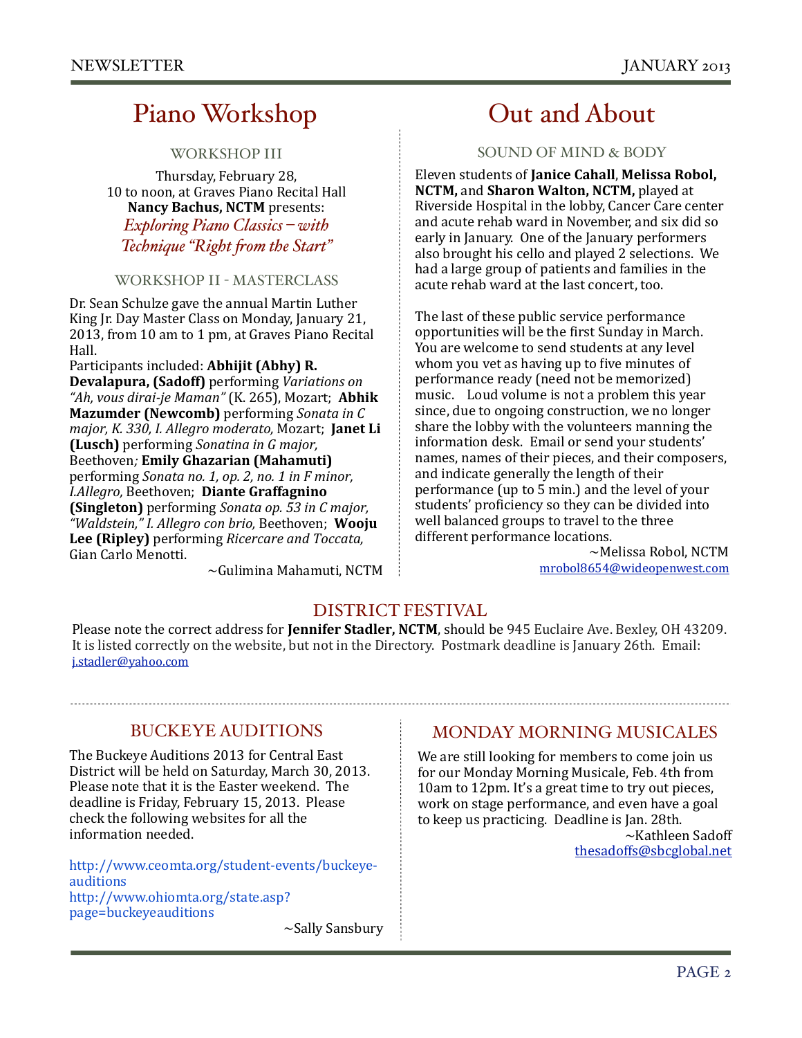# Piano Workshop

### WORKSHOP III

Thursday, February 28,
10 to noon, at Graves Piano Recital Hall
**Nancy Bachus, NCTM** presents:
*Exploring Piano Classics – with Technique "Right from the Start"*

### WORKSHOP II - MASTERCLASS

Dr. Sean Schulze gave the annual Martin Luther King Jr. Day Master Class on Monday, January 21, 2013, from 10 am to 1 pm, at Graves Piano Recital Hall.
Participants included: **Abhijit (Abhy) R. Devalapura, (Sadoff)** performing *Variations on "Ah, vous dirai-je Maman"* (K. 265), Mozart; **Abhik Mazumder (Newcomb)** performing *Sonata in C major, K. 330, I. Allegro moderato,* Mozart; **Janet Li (Lusch)** performing *Sonatina in G major,* Beethoven*;* **Emily Ghazarian (Mahamuti)** performing *Sonata no. 1, op. 2, no. 1 in F minor, I.Allegro,* Beethoven; **Diante Graffagnino (Singleton)** performing *Sonata op. 53 in C major, "Waldstein," I. Allegro con brio,* Beethoven; **Wooju Lee (Ripley)** performing *Ricercare and Toccata,* Gian Carlo Menotti.

~Gulimina Mahamuti, NCTM

# Out and About

### SOUND OF MIND & BODY

Eleven students of **Janice Cahall**, **Melissa Robol, NCTM,** and **Sharon Walton, NCTM,** played at Riverside Hospital in the lobby, Cancer Care center and acute rehab ward in November, and six did so early in January. One of the January performers also brought his cello and played 2 selections. We had a large group of patients and families in the acute rehab ward at the last concert, too.

The last of these public service performance opportunities will be the first Sunday in March. You are welcome to send students at any level whom you vet as having up to five minutes of performance ready (need not be memorized) music. Loud volume is not a problem this year since, due to ongoing construction, we no longer share the lobby with the volunteers manning the information desk. Email or send your students' names, names of their pieces, and their composers, and indicate generally the length of their performance (up to 5 min.) and the level of your students' proficiency so they can be divided into well balanced groups to travel to the three different performance locations.

~Melissa Robol, NCTM
mrobol8654@wideopenwest.com

## DISTRICT FESTIVAL

Please note the correct address for **Jennifer Stadler, NCTM**, should be 945 Euclaire Ave. Bexley, OH 43209. It is listed correctly on the website, but not in the Directory. Postmark deadline is January 26th. Email: j.stadler@yahoo.com

## BUCKEYE AUDITIONS

The Buckeye Auditions 2013 for Central East District will be held on Saturday, March 30, 2013. Please note that it is the Easter weekend. The deadline is Friday, February 15, 2013. Please check the following websites for all the information needed.

http://www.ceomta.org/student-events/buckeye-auditions
http://www.ohiomta.org/state.asp?page=buckeyeauditions

~Sally Sansbury

## MONDAY MORNING MUSICALES

We are still looking for members to come join us for our Monday Morning Musicale, Feb. 4th from 10am to 12pm. It's a great time to try out pieces, work on stage performance, and even have a goal to keep us practicing. Deadline is Jan. 28th.

~Kathleen Sadoff
thesadoffs@sbcglobal.net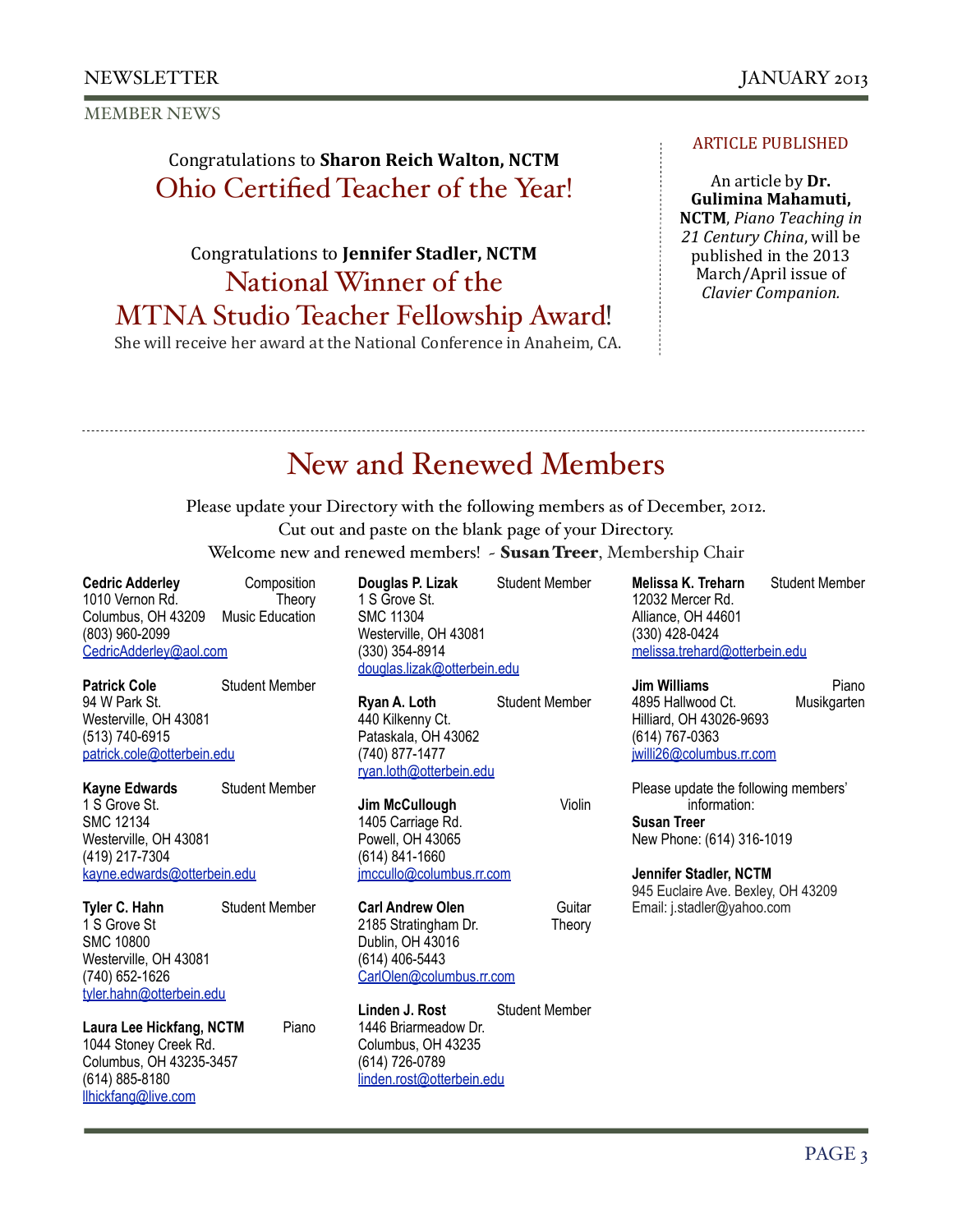## MEMBER NEWS

Congratulations to **Sharon Reich Walton, NCTM**

### Ohio Certified Teacher of the Year!

Congratulations to **Jennifer Stadler, NCTM**

### National Winner of the MTNA Studio Teacher Fellowship Award!

She will receive her award at the National Conference in Anaheim, CA.

### ARTICLE PUBLISHED

An article by **Dr. Gulimina Mahamuti, NCTM**, *Piano Teaching in 21 Century China*, will be published in the 2013 March/April issue of *Clavier Companion.*

---

# New and Renewed Members

Please update your Directory with the following members as of December, 2012.
Cut out and paste on the blank page of your Directory.
Welcome new and renewed members! - **Susan Treer**, Membership Chair

**Cedric Adderley** — Composition, Theory, Music Education
1010 Vernon Rd.
Columbus, OH 43209
(803) 960-2099
CedricAdderley@aol.com

**Patrick Cole** — Student Member
94 W Park St.
Westerville, OH 43081
(513) 740-6915
patrick.cole@otterbein.edu

**Kayne Edwards** — Student Member
1 S Grove St.
SMC 12134
Westerville, OH 43081
(419) 217-7304
kayne.edwards@otterbein.edu

**Tyler C. Hahn** — Student Member
1 S Grove St
SMC 10800
Westerville, OH 43081
(740) 652-1626
tyler.hahn@otterbein.edu

**Laura Lee Hickfang, NCTM** — Piano
1044 Stoney Creek Rd.
Columbus, OH 43235-3457
(614) 885-8180
llhickfang@live.com

**Douglas P. Lizak** — Student Member
1 S Grove St.
SMC 11304
Westerville, OH 43081
(330) 354-8914
douglas.lizak@otterbein.edu

**Ryan A. Loth** — Student Member
440 Kilkenny Ct.
Pataskala, OH 43062
(740) 877-1477
ryan.loth@otterbein.edu

**Jim McCullough** — Violin
1405 Carriage Rd.
Powell, OH 43065
(614) 841-1660
jmccullo@columbus.rr.com

**Carl Andrew Olen** — Guitar, Theory
2185 Stratingham Dr.
Dublin, OH 43016
(614) 406-5443
CarlOlen@columbus.rr.com

**Linden J. Rost** — Student Member
1446 Briarmeadow Dr.
Columbus, OH 43235
(614) 726-0789
linden.rost@otterbein.edu

**Melissa K. Treharn** — Student Member
12032 Mercer Rd.
Alliance, OH 44601
(330) 428-0424
melissa.trehard@otterbein.edu

**Jim Williams** — Piano, Musikgarten
4895 Hallwood Ct.
Hilliard, OH 43026-9693
(614) 767-0363
jwilli26@columbus.rr.com

Please update the following members' information:

**Susan Treer**
New Phone: (614) 316-1019

**Jennifer Stadler, NCTM**
945 Euclaire Ave. Bexley, OH 43209
Email: j.stadler@yahoo.com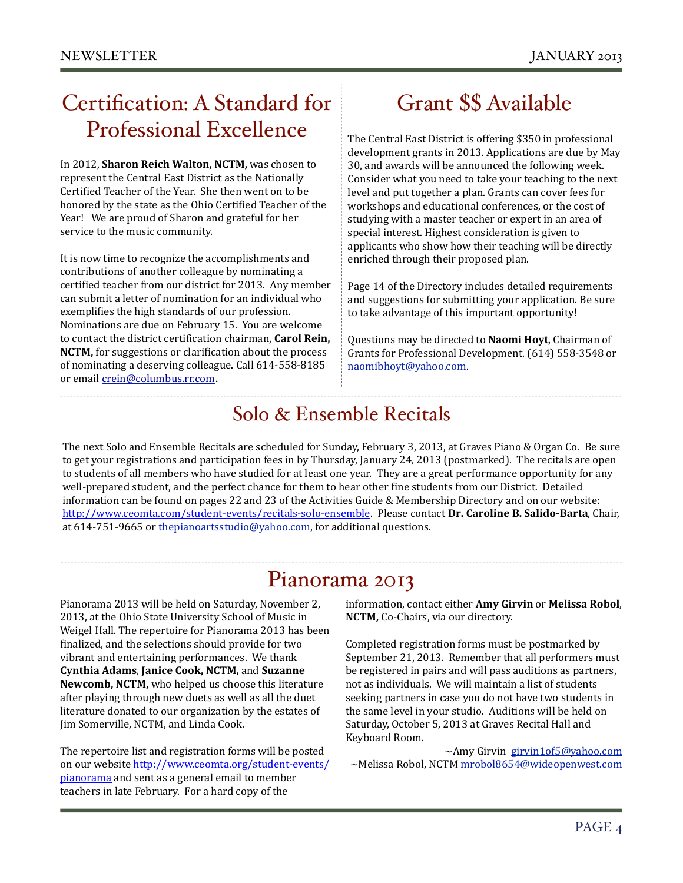# Certification: A Standard for Professional Excellence

In 2012, **Sharon Reich Walton, NCTM,** was chosen to represent the Central East District as the Nationally Certified Teacher of the Year. She then went on to be honored by the state as the Ohio Certified Teacher of the Year! We are proud of Sharon and grateful for her service to the music community.

It is now time to recognize the accomplishments and contributions of another colleague by nominating a certified teacher from our district for 2013. Any member can submit a letter of nomination for an individual who exemplifies the high standards of our profession. Nominations are due on February 15. You are welcome to contact the district certification chairman, **Carol Rein, NCTM,** for suggestions or clarification about the process of nominating a deserving colleague. Call 614-558-8185 or email crein@columbus.rr.com.

# Grant $$ Available

The Central East District is offering $350 in professional development grants in 2013. Applications are due by May 30, and awards will be announced the following week. Consider what you need to take your teaching to the next level and put together a plan. Grants can cover fees for workshops and educational conferences, or the cost of studying with a master teacher or expert in an area of special interest. Highest consideration is given to applicants who show how their teaching will be directly enriched through their proposed plan.

Page 14 of the Directory includes detailed requirements and suggestions for submitting your application. Be sure to take advantage of this important opportunity!

Questions may be directed to **Naomi Hoyt**, Chairman of Grants for Professional Development. (614) 558-3548 or naomibhoyt@yahoo.com.

# Solo & Ensemble Recitals

The next Solo and Ensemble Recitals are scheduled for Sunday, February 3, 2013, at Graves Piano & Organ Co. Be sure to get your registrations and participation fees in by Thursday, January 24, 2013 (postmarked). The recitals are open to students of all members who have studied for at least one year. They are a great performance opportunity for any well-prepared student, and the perfect chance for them to hear other fine students from our District. Detailed information can be found on pages 22 and 23 of the Activities Guide & Membership Directory and on our website: http://www.ceomta.com/student-events/recitals-solo-ensemble. Please contact **Dr. Caroline B. Salido-Barta**, Chair, at 614-751-9665 or thepianoartsstudio@yahoo.com, for additional questions.

# Pianorama 2013

Pianorama 2013 will be held on Saturday, November 2, 2013, at the Ohio State University School of Music in Weigel Hall. The repertoire for Pianorama 2013 has been finalized, and the selections should provide for two vibrant and entertaining performances. We thank **Cynthia Adams**, **Janice Cook, NCTM,** and **Suzanne Newcomb, NCTM,** who helped us choose this literature after playing through new duets as well as all the duet literature donated to our organization by the estates of Jim Somerville, NCTM, and Linda Cook.

The repertoire list and registration forms will be posted on our website http://www.ceomta.org/student-events/pianorama and sent as a general email to member teachers in late February. For a hard copy of the information, contact either **Amy Girvin** or **Melissa Robol**, **NCTM,** Co-Chairs, via our directory.

Completed registration forms must be postmarked by September 21, 2013. Remember that all performers must be registered in pairs and will pass auditions as partners, not as individuals. We will maintain a list of students seeking partners in case you do not have two students in the same level in your studio. Auditions will be held on Saturday, October 5, 2013 at Graves Recital Hall and Keyboard Room.

~Amy Girvin girvin1of5@yahoo.com
~Melissa Robol, NCTM mrobol8654@wideopenwest.com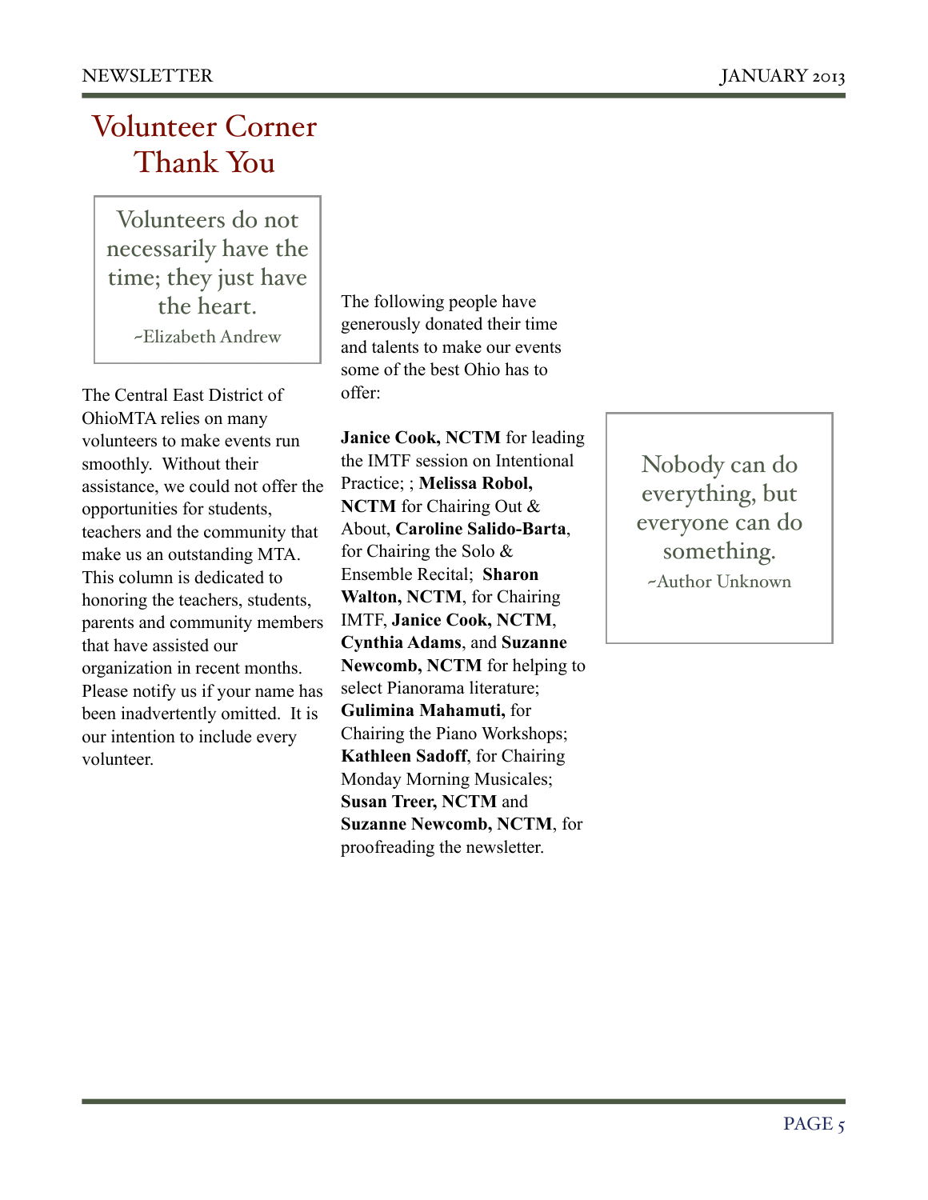# Volunteer Corner Thank You

> Volunteers do not necessarily have the time; they just have the heart.
>
> ~Elizabeth Andrew

The Central East District of OhioMTA relies on many volunteers to make events run smoothly. Without their assistance, we could not offer the opportunities for students, teachers and the community that make us an outstanding MTA. This column is dedicated to honoring the teachers, students, parents and community members that have assisted our organization in recent months. Please notify us if your name has been inadvertently omitted. It is our intention to include every volunteer.

The following people have generously donated their time and talents to make our events some of the best Ohio has to offer:

**Janice Cook, NCTM** for leading the IMTF session on Intentional Practice; ; **Melissa Robol, NCTM** for Chairing Out & About, **Caroline Salido-Barta**, for Chairing the Solo & Ensemble Recital; **Sharon Walton, NCTM**, for Chairing IMTF, **Janice Cook, NCTM**, **Cynthia Adams**, and **Suzanne Newcomb, NCTM** for helping to select Pianorama literature; **Gulimina Mahamuti,** for Chairing the Piano Workshops; **Kathleen Sadoff**, for Chairing Monday Morning Musicales; **Susan Treer, NCTM** and **Suzanne Newcomb, NCTM**, for proofreading the newsletter.

> Nobody can do everything, but everyone can do something.
>
> ~Author Unknown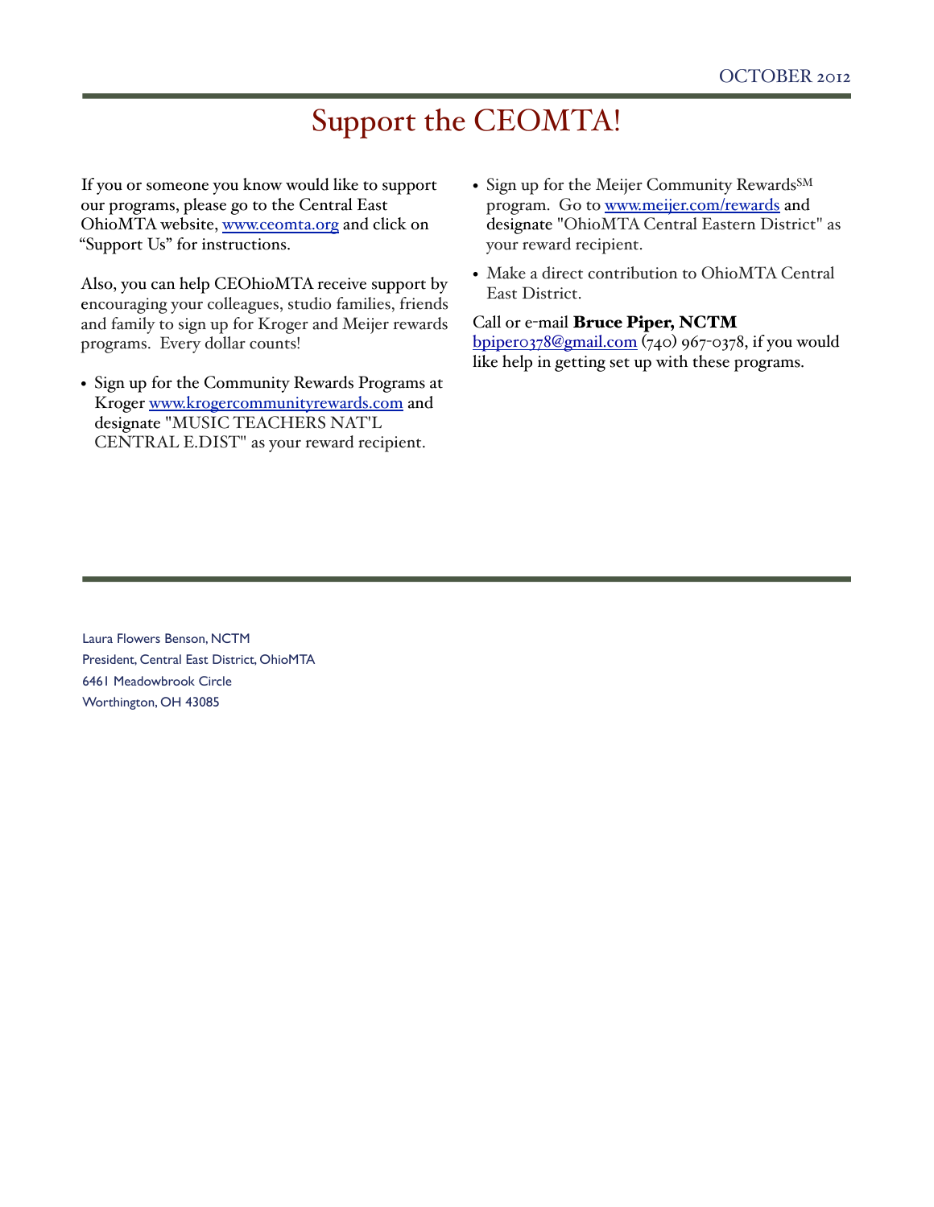# Support the CEOMTA!

If you or someone you know would like to support our programs, please go to the Central East OhioMTA website, www.ceomta.org and click on "Support Us" for instructions.

Also, you can help CEOhioMTA receive support by encouraging your colleagues, studio families, friends and family to sign up for Kroger and Meijer rewards programs.  Every dollar counts!

- Sign up for the Community Rewards Programs at Kroger www.krogercommunityrewards.com and designate "MUSIC TEACHERS NAT'L CENTRAL E.DIST" as your reward recipient.
- Sign up for the Meijer Community Rewards℠ program.  Go to www.meijer.com/rewards and designate "OhioMTA Central Eastern District" as your reward recipient.
- Make a direct contribution to OhioMTA Central East District.

Call or e-mail **Bruce Piper, NCTM** bpiper0378@gmail.com (740) 967-0378, if you would like help in getting set up with these programs.

Laura Flowers Benson, NCTM
President, Central East District, OhioMTA
6461 Meadowbrook Circle
Worthington, OH 43085